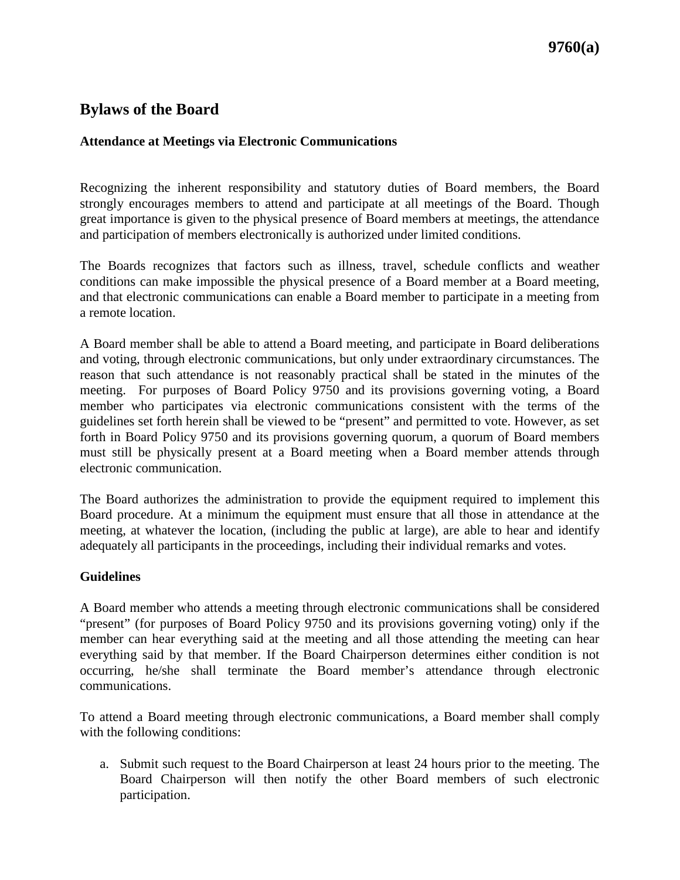# Bylaws of the Board

### Attendance at Meetings via Electronic Communications

Recognizing the inherent responsibility and statutory duties of Board members, the Board strongly encourages members to attend and participate at all meetings of the Board. Though great importance is given to the physical presence of Board members at meetings, the attendance and participation of members electronically is authorized under limited conditions.

The Boards recognizes that factors such as illness, travel, schedule conflicts and weather conditions can make impossible the physical presence of a Board member at a Board meeting, and that electronic communications can enable a Board member to participate in a meeting from a remote location.

A Board member shall be able to attend a Board meeting, and participate in Board deliberations and voting, through electronic communications, but only under extraordinary circumstances. The reason that such attendance is not reasonably practical shall be stated in the minutes of the meeting. For purposes of Board Policy 9750 and its provisions governing voting, a Board member who participates via electronic communications consistent with the terms of the guidelines set forth herein shall be viewed to be "present" and permitted to vote. However, as set forth in Board Policy 9750 and its provisions governing quorum, a quorum of Board members must still be physically present at a Board meeting when a Board member attends through electronic communication.

The Board authorizes the administration to provide the equipment required to implement this Board procedure. At a minimum the equipment must ensure that all those in attendance at the meeting, at whatever the location, (including the public at large), are able to hear and identify adequately all participants in the proceedings, including their individual remarks and votes.

### Guidelines

A Board member who attends a meeting through electronic communications shall be considered "present" (for purposes of Board Policy 9750 and its provisions governing voting) only if the member can hear everything said at the meeting and all those attending the meeting can hear everything said by that member. If the Board Chairperson determines either condition is not occurring, he/she shall terminate the Board member's attendance through electronic communications.

To attend a Board meeting through electronic communications, a Board member shall comply with the following conditions:

a. Submit such request to the Board Chairperson at least 24 hours prior to the meeting. The Board Chairperson will then notify the other Board members of such electronic participation.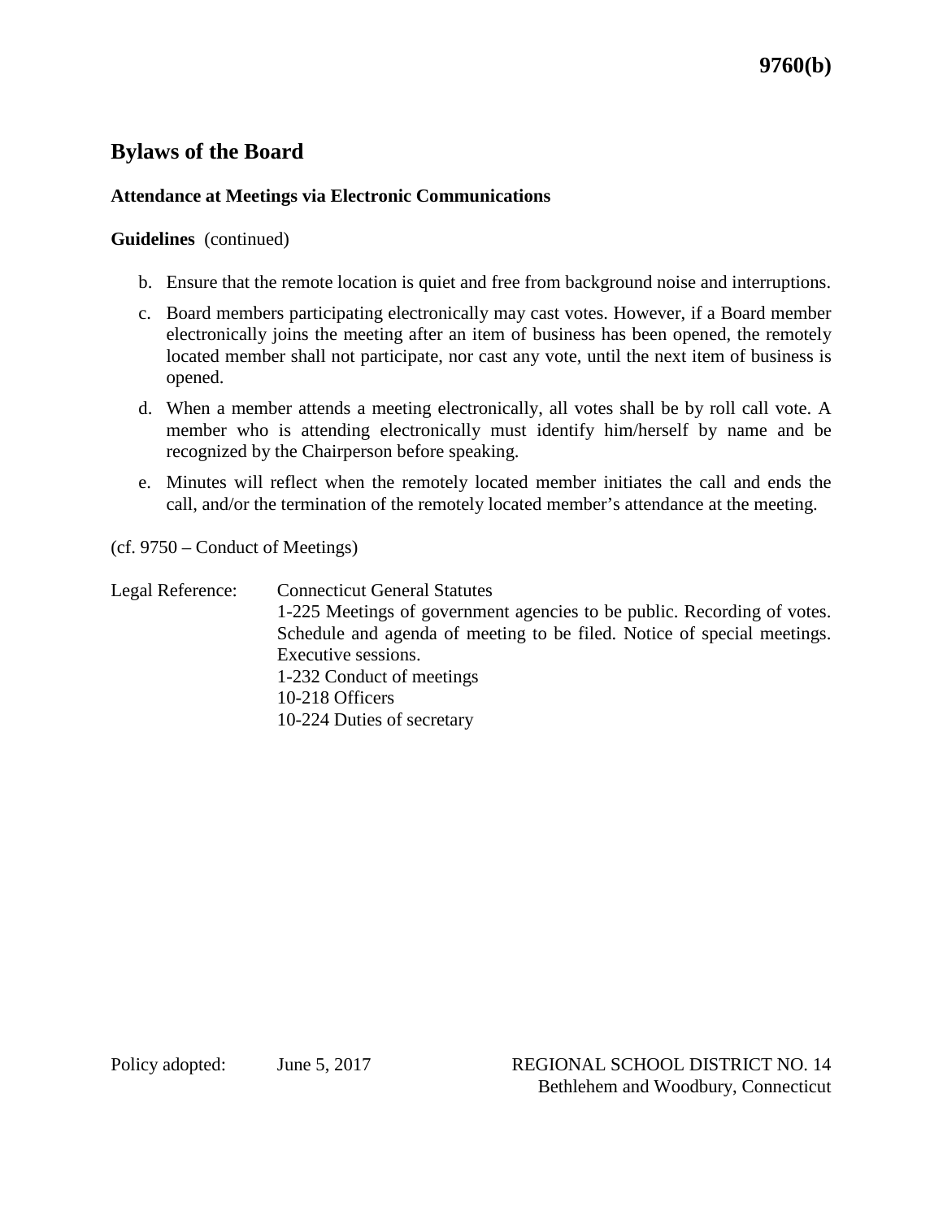## Bylaws of the Board

**Attendance at Meetings via Electronic Communications**

**Guidelines** (continued)

b. Ensure that the remote location is quiet and free from background noise and interruptions.

c. Board members participating electronically may cast votes. However, if a Board member electronically joins the meeting after an item of business has been opened, the remotely located member shall not participate, nor cast any vote, until the next item of business is opened.

d. When a member attends a meeting electronically, all votes shall be by roll call vote. A member who is attending electronically must identify him/herself by name and be recognized by the Chairperson before speaking.

e. Minutes will reflect when the remotely located member initiates the call and ends the call, and/or the termination of the remotely located member's attendance at the meeting.

(cf. 9750 – Conduct of Meetings)

Legal Reference: Connecticut General Statutes

1-225 Meetings of government agencies to be public. Recording of votes. Schedule and agenda of meeting to be filed. Notice of special meetings. Executive sessions.

1-232 Conduct of meetings

10-218 Officers

10-224 Duties of secretary

Policy adopted: June 5, 2017

REGIONAL SCHOOL DISTRICT NO. 14
Bethlehem and Woodbury, Connecticut